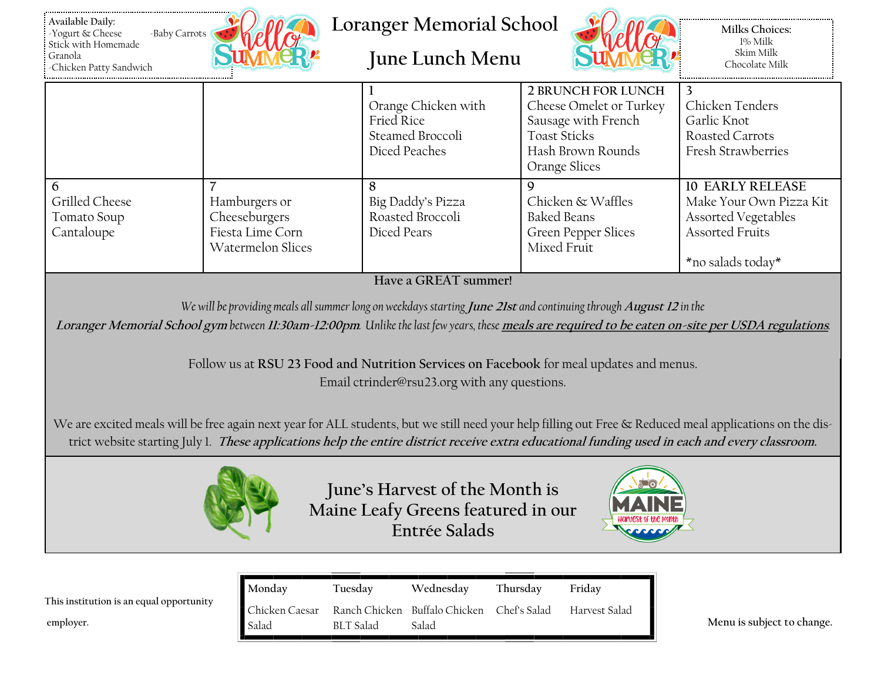**Available Daily:**
-Yogurt & Cheese Stick with Homemade Granola
-Baby Carrots
-Chicken Patty Sandwich

# Loranger Memorial School

# June Lunch Menu

**Milks Choices:**
1% Milk
Skim Milk
Chocolate Milk

| | | | | |
|---|---|---|---|---|
| | | 1<br>Orange Chicken with Fried Rice<br>Steamed Broccoli<br>Diced Peaches | 2 BRUNCH FOR LUNCH<br>Cheese Omelet or Turkey Sausage with French Toast Sticks<br>Hash Brown Rounds<br>Orange Slices | 3<br>Chicken Tenders<br>Garlic Knot<br>Roasted Carrots<br>Fresh Strawberries |
| 6<br>Grilled Cheese<br>Tomato Soup<br>Cantaloupe | 7<br>Hamburgers or Cheeseburgers<br>Fiesta Lime Corn<br>Watermelon Slices | 8<br>Big Daddy's Pizza<br>Roasted Broccoli<br>Diced Pears | 9<br>Chicken & Waffles<br>Baked Beans<br>Green Pepper Slices<br>Mixed Fruit | 10 EARLY RELEASE<br>Make Your Own Pizza Kit<br>Assorted Vegetables<br>Assorted Fruits<br><br>*no salads today* |

**Have a GREAT summer!**

*We will be providing meals all summer long on weekdays starting **June 21st** and continuing through **August 12** in the **Loranger Memorial School gym** between **11:30am-12:00pm**. Unlike the last few years, these **meals are required to be eaten on-site per USDA regulations**.*

Follow us at **RSU 23 Food and Nutrition Services on Facebook** for meal updates and menus.
Email ctrinder@rsu23.org with any questions.

We are excited meals will be free again next year for ALL students, but we still need your help filling out Free & Reduced meal applications on the district website starting July 1. ***These applications help the entire district receive extra educational funding used in each and every classroom.***

## June's Harvest of the Month is Maine Leafy Greens featured in our Entrée Salads

MAINE Harvest of the Month

| Monday | Tuesday | Wednesday | Thursday | Friday |
|---|---|---|---|---|
| Chicken Caesar Salad | Ranch Chicken BLT Salad | Buffalo Chicken Salad | Chef's Salad | Harvest Salad |

This institution is an equal opportunity employer.

Menu is subject to change.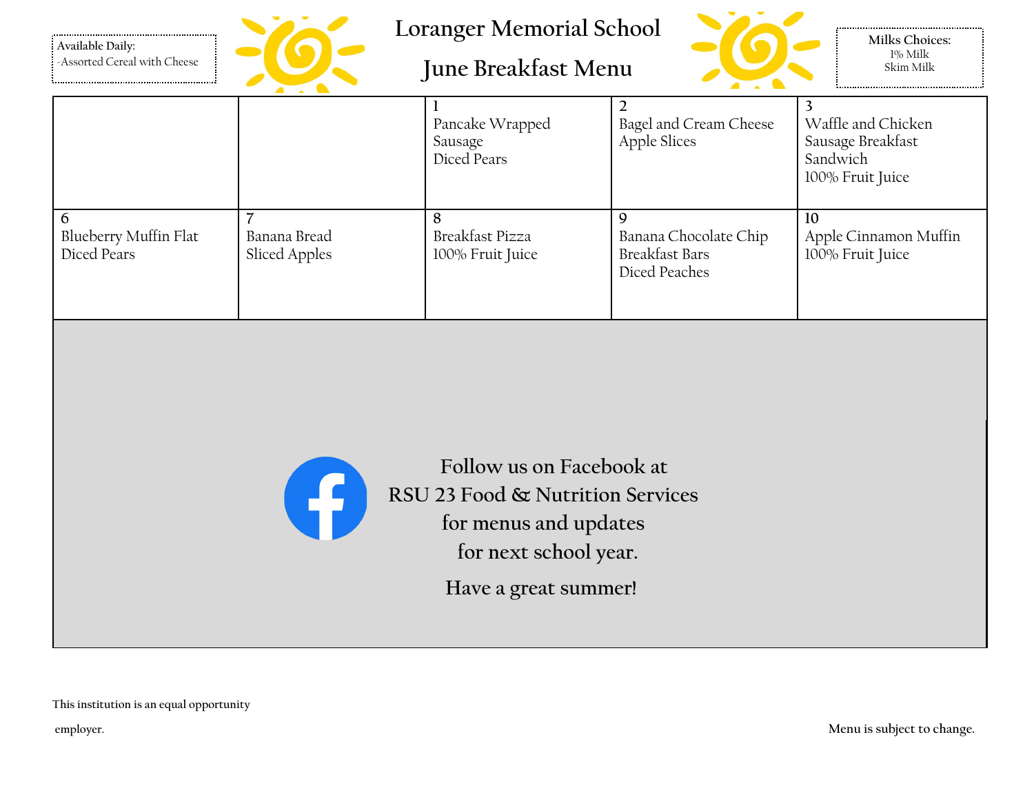**Available Daily:**
-Assorted Cereal with Cheese

# Loranger Memorial School

# June Breakfast Menu

**Milks Choices:**
1% Milk
Skim Milk

| | | | | |
|---|---|---|---|---|
| | | 1<br>Pancake Wrapped Sausage<br>Diced Pears | 2<br>Bagel and Cream Cheese<br>Apple Slices | 3<br>Waffle and Chicken Sausage Breakfast Sandwich<br>100% Fruit Juice |
| 6<br>Blueberry Muffin Flat<br>Diced Pears | 7<br>Banana Bread<br>Sliced Apples | 8<br>Breakfast Pizza<br>100% Fruit Juice | 9<br>Banana Chocolate Chip Breakfast Bars<br>Diced Peaches | 10<br>Apple Cinnamon Muffin<br>100% Fruit Juice |

**Follow us on Facebook at RSU 23 Food & Nutrition Services for menus and updates for next school year.**

**Have a great summer!**

This institution is an equal opportunity employer.

Menu is subject to change.